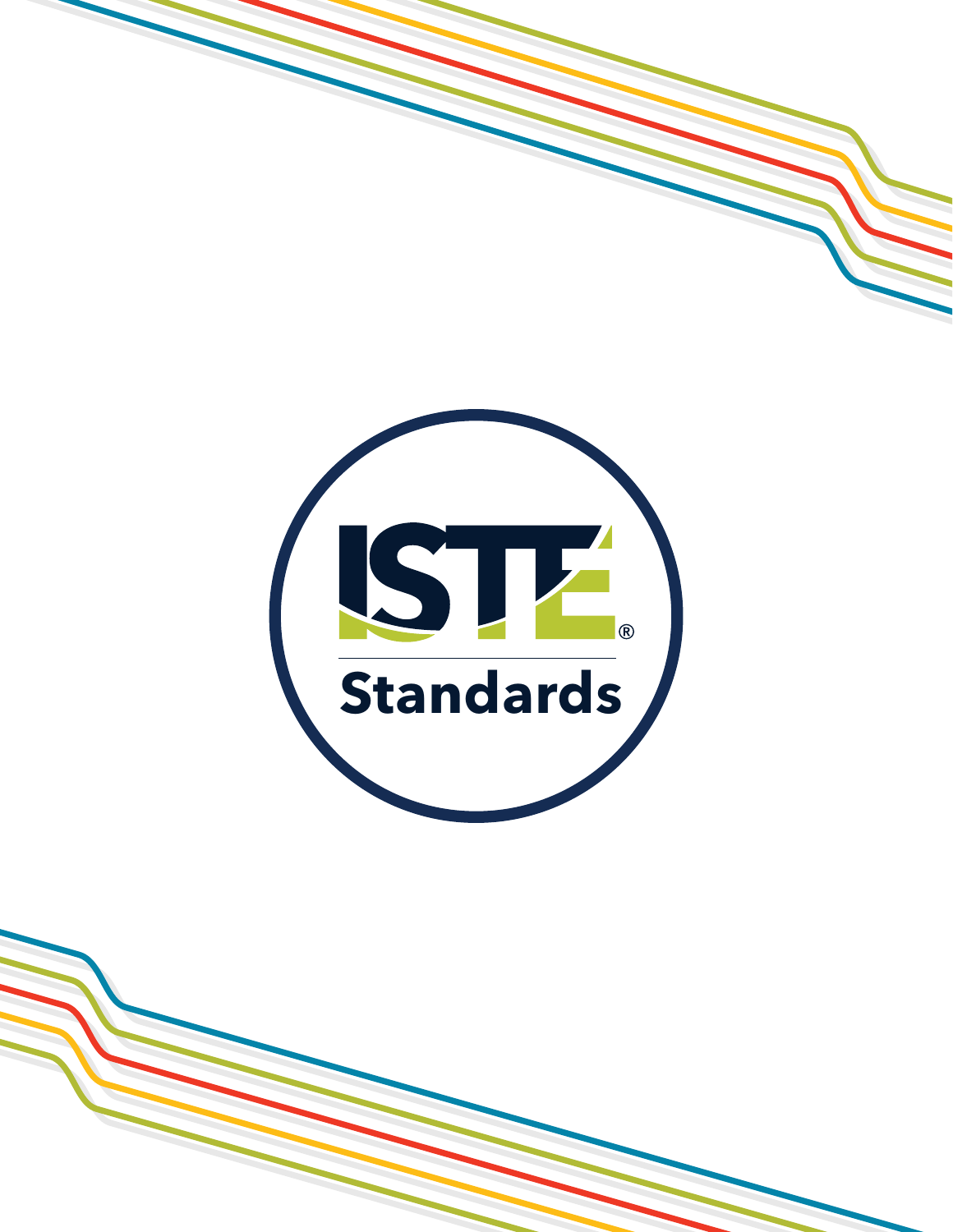# ISTE®

## Standards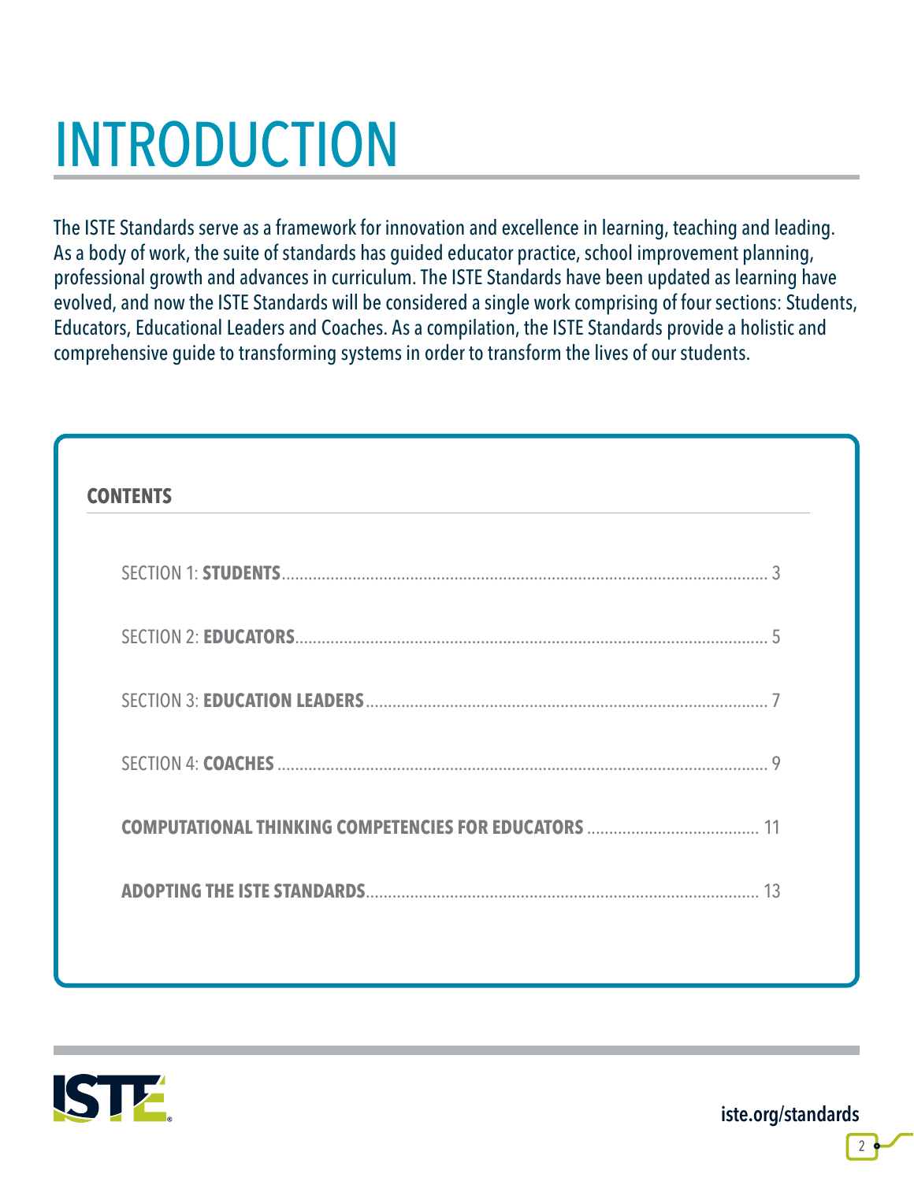# INTRODUCTION

The ISTE Standards serve as a framework for innovation and excellence in learning, teaching and leading. As a body of work, the suite of standards has guided educator practice, school improvement planning, professional growth and advances in curriculum. The ISTE Standards have been updated as learning have evolved, and now the ISTE Standards will be considered a single work comprising of four sections: Students, Educators, Educational Leaders and Coaches. As a compilation, the ISTE Standards provide a holistic and comprehensive guide to transforming systems in order to transform the lives of our students.

**CONTENTS**

- SECTION 1: **STUDENTS** ........ 3
- SECTION 2: **EDUCATORS** ........ 5
- SECTION 3: **EDUCATION LEADERS** ........ 7
- SECTION 4: **COACHES** ........ 9
- **COMPUTATIONAL THINKING COMPETENCIES FOR EDUCATORS** ........ 11
- **ADOPTING THE ISTE STANDARDS** ........ 13

iste.org/standards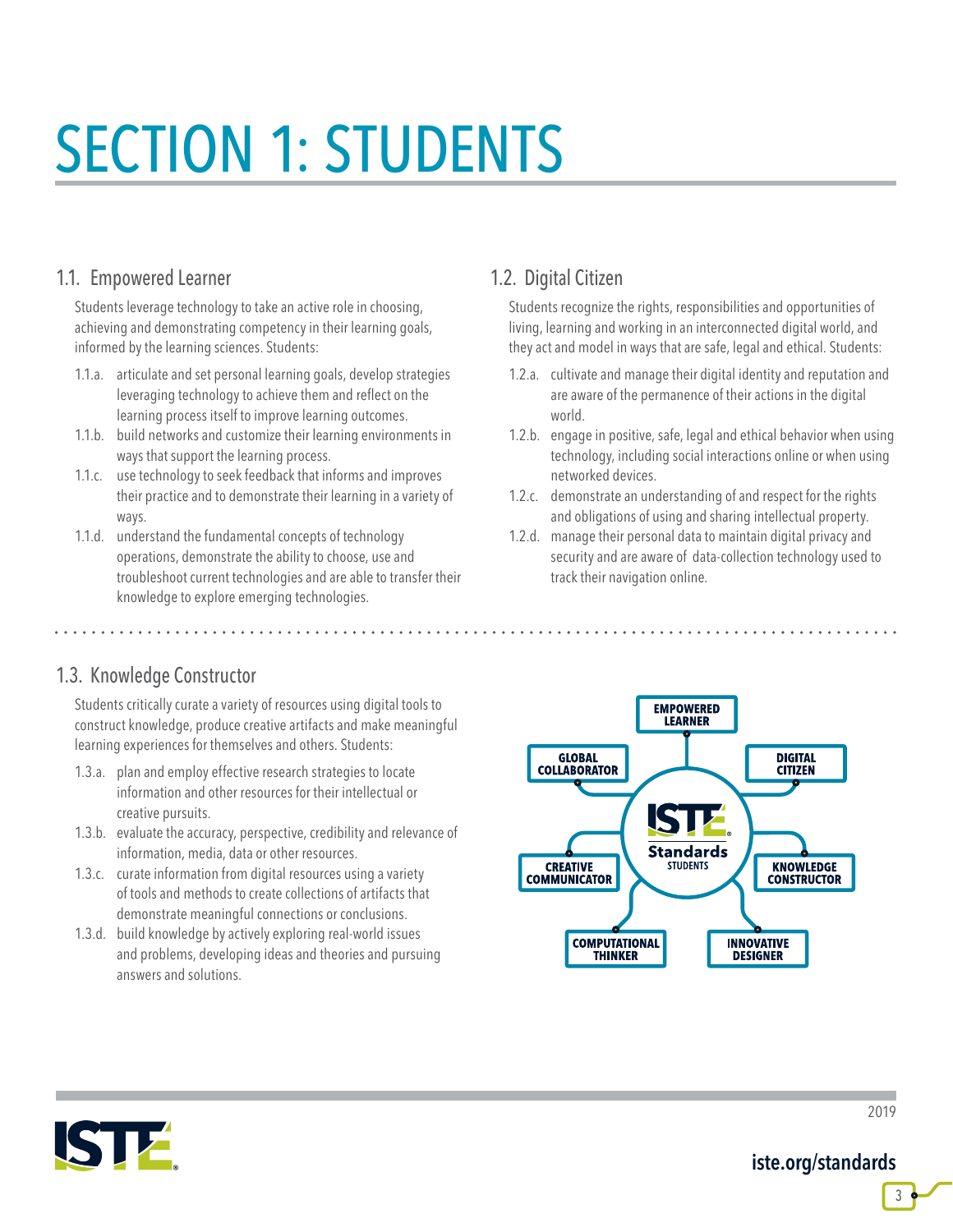# SECTION 1: STUDENTS

## 1.1. Empowered Learner

Students leverage technology to take an active role in choosing, achieving and demonstrating competency in their learning goals, informed by the learning sciences. Students:

- 1.1.a. articulate and set personal learning goals, develop strategies leveraging technology to achieve them and reflect on the learning process itself to improve learning outcomes.
- 1.1.b. build networks and customize their learning environments in ways that support the learning process.
- 1.1.c. use technology to seek feedback that informs and improves their practice and to demonstrate their learning in a variety of ways.
- 1.1.d. understand the fundamental concepts of technology operations, demonstrate the ability to choose, use and troubleshoot current technologies and are able to transfer their knowledge to explore emerging technologies.

## 1.2. Digital Citizen

Students recognize the rights, responsibilities and opportunities of living, learning and working in an interconnected digital world, and they act and model in ways that are safe, legal and ethical. Students:

- 1.2.a. cultivate and manage their digital identity and reputation and are aware of the permanence of their actions in the digital world.
- 1.2.b. engage in positive, safe, legal and ethical behavior when using technology, including social interactions online or when using networked devices.
- 1.2.c. demonstrate an understanding of and respect for the rights and obligations of using and sharing intellectual property.
- 1.2.d. manage their personal data to maintain digital privacy and security and are aware of data-collection technology used to track their navigation online.

## 1.3. Knowledge Constructor

Students critically curate a variety of resources using digital tools to construct knowledge, produce creative artifacts and make meaningful learning experiences for themselves and others. Students:

- 1.3.a. plan and employ effective research strategies to locate information and other resources for their intellectual or creative pursuits.
- 1.3.b. evaluate the accuracy, perspective, credibility and relevance of information, media, data or other resources.
- 1.3.c. curate information from digital resources using a variety of tools and methods to create collections of artifacts that demonstrate meaningful connections or conclusions.
- 1.3.d. build knowledge by actively exploring real-world issues and problems, developing ideas and theories and pursuing answers and solutions.

ISTE Standards STUDENTS: EMPOWERED LEARNER, DIGITAL CITIZEN, KNOWLEDGE CONSTRUCTOR, INNOVATIVE DESIGNER, COMPUTATIONAL THINKER, CREATIVE COMMUNICATOR, GLOBAL COLLABORATOR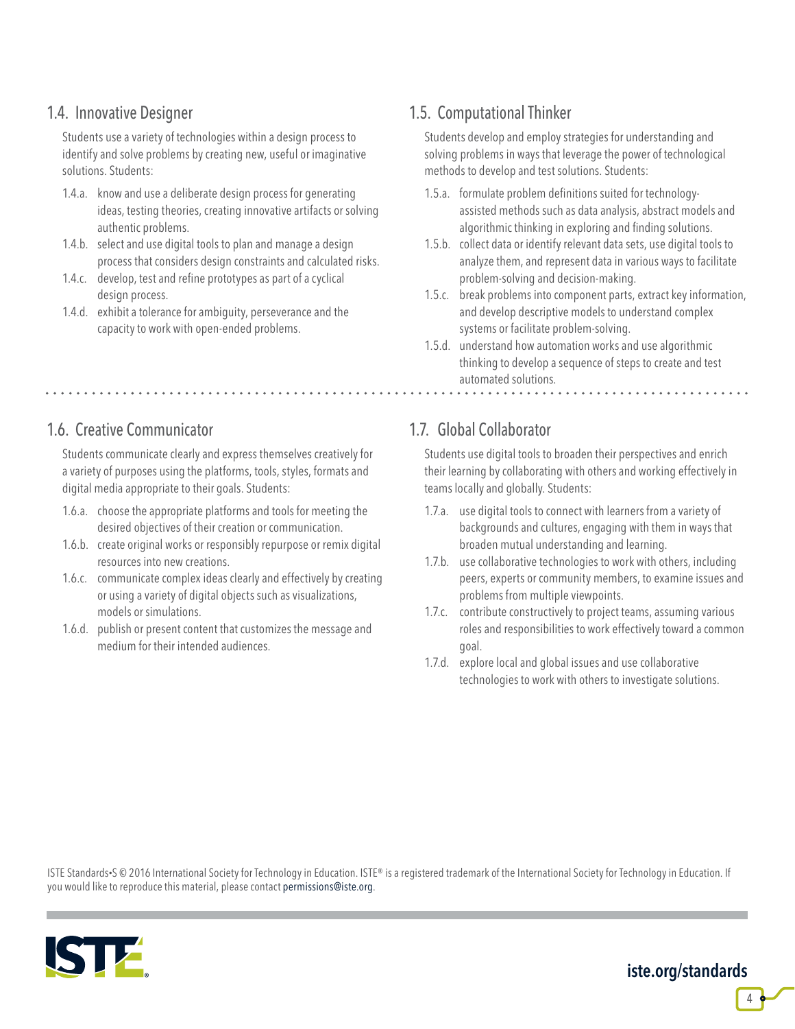## 1.4. Innovative Designer

Students use a variety of technologies within a design process to identify and solve problems by creating new, useful or imaginative solutions. Students:

- 1.4.a. know and use a deliberate design process for generating ideas, testing theories, creating innovative artifacts or solving authentic problems.
- 1.4.b. select and use digital tools to plan and manage a design process that considers design constraints and calculated risks.
- 1.4.c. develop, test and refine prototypes as part of a cyclical design process.
- 1.4.d. exhibit a tolerance for ambiguity, perseverance and the capacity to work with open-ended problems.

## 1.5. Computational Thinker

Students develop and employ strategies for understanding and solving problems in ways that leverage the power of technological methods to develop and test solutions. Students:

- 1.5.a. formulate problem definitions suited for technology-assisted methods such as data analysis, abstract models and algorithmic thinking in exploring and finding solutions.
- 1.5.b. collect data or identify relevant data sets, use digital tools to analyze them, and represent data in various ways to facilitate problem-solving and decision-making.
- 1.5.c. break problems into component parts, extract key information, and develop descriptive models to understand complex systems or facilitate problem-solving.
- 1.5.d. understand how automation works and use algorithmic thinking to develop a sequence of steps to create and test automated solutions.

## 1.6. Creative Communicator

Students communicate clearly and express themselves creatively for a variety of purposes using the platforms, tools, styles, formats and digital media appropriate to their goals. Students:

- 1.6.a. choose the appropriate platforms and tools for meeting the desired objectives of their creation or communication.
- 1.6.b. create original works or responsibly repurpose or remix digital resources into new creations.
- 1.6.c. communicate complex ideas clearly and effectively by creating or using a variety of digital objects such as visualizations, models or simulations.
- 1.6.d. publish or present content that customizes the message and medium for their intended audiences.

## 1.7. Global Collaborator

Students use digital tools to broaden their perspectives and enrich their learning by collaborating with others and working effectively in teams locally and globally. Students:

- 1.7.a. use digital tools to connect with learners from a variety of backgrounds and cultures, engaging with them in ways that broaden mutual understanding and learning.
- 1.7.b. use collaborative technologies to work with others, including peers, experts or community members, to examine issues and problems from multiple viewpoints.
- 1.7.c. contribute constructively to project teams, assuming various roles and responsibilities to work effectively toward a common goal.
- 1.7.d. explore local and global issues and use collaborative technologies to work with others to investigate solutions.

ISTE Standards•S © 2016 International Society for Technology in Education. ISTE® is a registered trademark of the International Society for Technology in Education. If you would like to reproduce this material, please contact permissions@iste.org.

iste.org/standards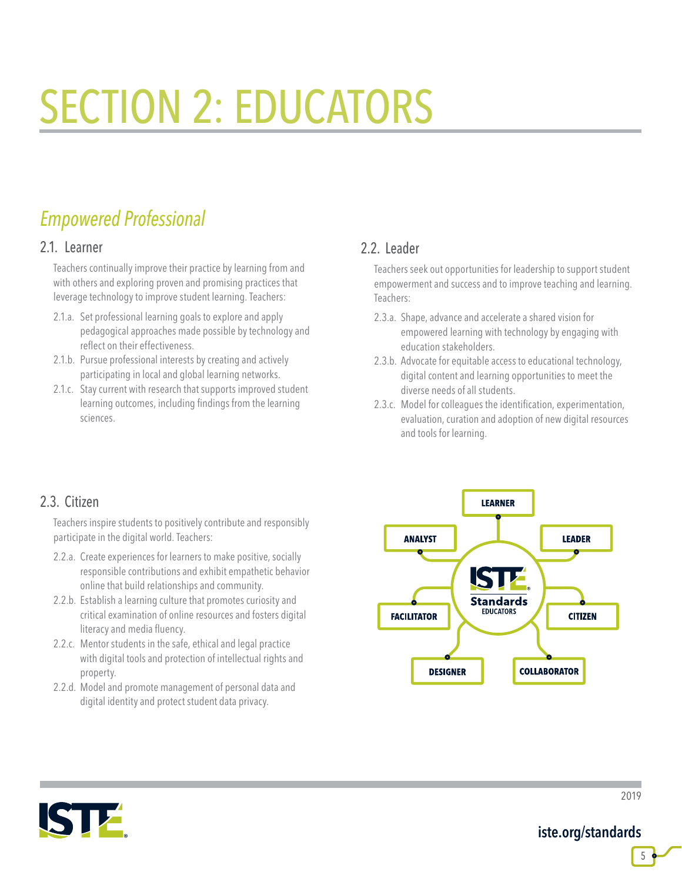# SECTION 2: EDUCATORS

## *Empowered Professional*

### 2.1. Learner

Teachers continually improve their practice by learning from and with others and exploring proven and promising practices that leverage technology to improve student learning. Teachers:

- 2.1.a. Set professional learning goals to explore and apply pedagogical approaches made possible by technology and reflect on their effectiveness.
- 2.1.b. Pursue professional interests by creating and actively participating in local and global learning networks.
- 2.1.c. Stay current with research that supports improved student learning outcomes, including findings from the learning sciences.

### 2.2. Leader

Teachers seek out opportunities for leadership to support student empowerment and success and to improve teaching and learning. Teachers:

- 2.3.a. Shape, advance and accelerate a shared vision for empowered learning with technology by engaging with education stakeholders.
- 2.3.b. Advocate for equitable access to educational technology, digital content and learning opportunities to meet the diverse needs of all students.
- 2.3.c. Model for colleagues the identification, experimentation, evaluation, curation and adoption of new digital resources and tools for learning.

### 2.3. Citizen

Teachers inspire students to positively contribute and responsibly participate in the digital world. Teachers:

- 2.2.a. Create experiences for learners to make positive, socially responsible contributions and exhibit empathetic behavior online that build relationships and community.
- 2.2.b. Establish a learning culture that promotes curiosity and critical examination of online resources and fosters digital literacy and media fluency.
- 2.2.c. Mentor students in the safe, ethical and legal practice with digital tools and protection of intellectual rights and property.
- 2.2.d. Model and promote management of personal data and digital identity and protect student data privacy.

LEARNER · LEADER · CITIZEN · COLLABORATOR · DESIGNER · FACILITATOR · ANALYST

ISTE Standards EDUCATORS

2019

iste.org/standards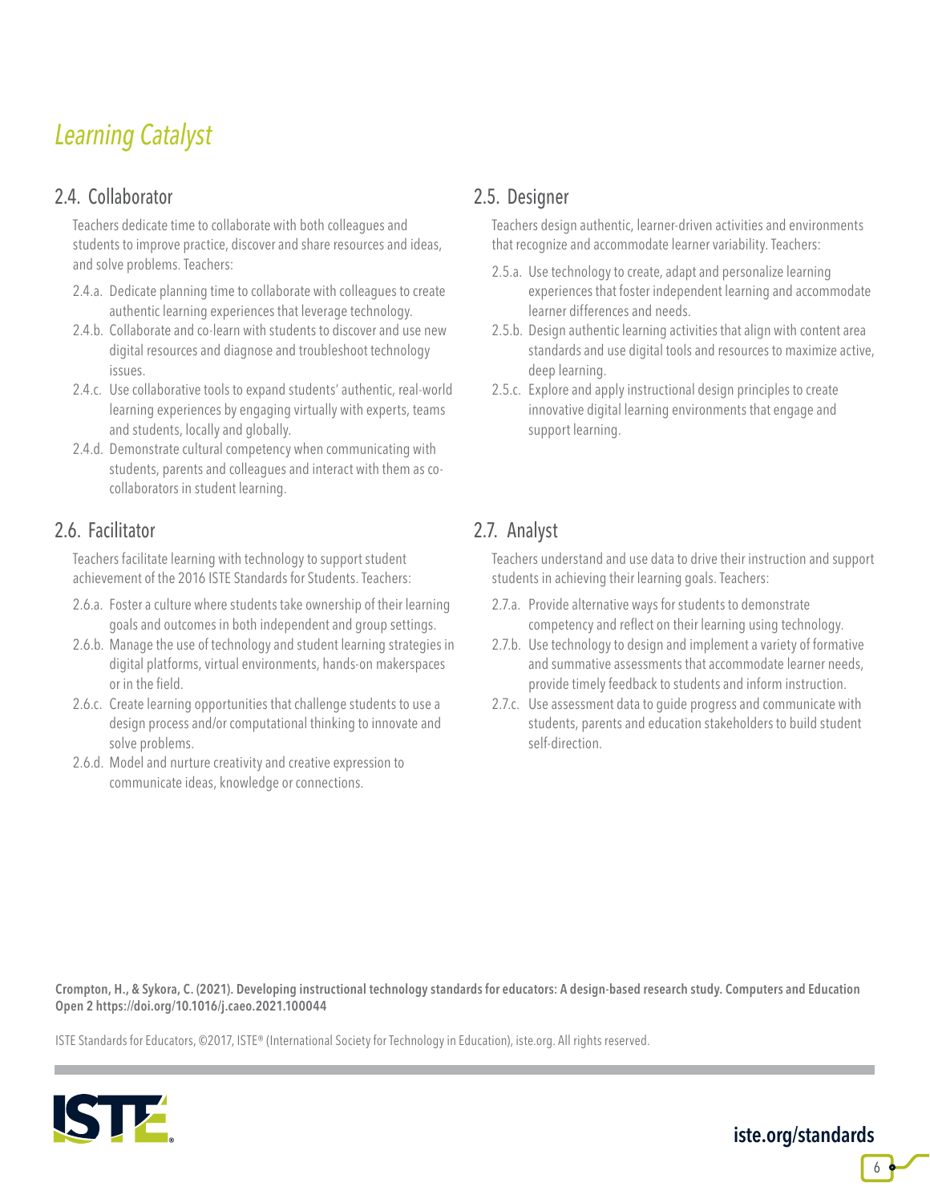# *Learning Catalyst*

## 2.4. Collaborator

Teachers dedicate time to collaborate with both colleagues and students to improve practice, discover and share resources and ideas, and solve problems. Teachers:

- 2.4.a. Dedicate planning time to collaborate with colleagues to create authentic learning experiences that leverage technology.
- 2.4.b. Collaborate and co-learn with students to discover and use new digital resources and diagnose and troubleshoot technology issues.
- 2.4.c. Use collaborative tools to expand students' authentic, real-world learning experiences by engaging virtually with experts, teams and students, locally and globally.
- 2.4.d. Demonstrate cultural competency when communicating with students, parents and colleagues and interact with them as co-collaborators in student learning.

## 2.5. Designer

Teachers design authentic, learner-driven activities and environments that recognize and accommodate learner variability. Teachers:

- 2.5.a. Use technology to create, adapt and personalize learning experiences that foster independent learning and accommodate learner differences and needs.
- 2.5.b. Design authentic learning activities that align with content area standards and use digital tools and resources to maximize active, deep learning.
- 2.5.c. Explore and apply instructional design principles to create innovative digital learning environments that engage and support learning.

## 2.6. Facilitator

Teachers facilitate learning with technology to support student achievement of the 2016 ISTE Standards for Students. Teachers:

- 2.6.a. Foster a culture where students take ownership of their learning goals and outcomes in both independent and group settings.
- 2.6.b. Manage the use of technology and student learning strategies in digital platforms, virtual environments, hands-on makerspaces or in the field.
- 2.6.c. Create learning opportunities that challenge students to use a design process and/or computational thinking to innovate and solve problems.
- 2.6.d. Model and nurture creativity and creative expression to communicate ideas, knowledge or connections.

## 2.7. Analyst

Teachers understand and use data to drive their instruction and support students in achieving their learning goals. Teachers:

- 2.7.a. Provide alternative ways for students to demonstrate competency and reflect on their learning using technology.
- 2.7.b. Use technology to design and implement a variety of formative and summative assessments that accommodate learner needs, provide timely feedback to students and inform instruction.
- 2.7.c. Use assessment data to guide progress and communicate with students, parents and education stakeholders to build student self-direction.

**Crompton, H., & Sykora, C. (2021). Developing instructional technology standards for educators: A design-based research study. Computers and Education Open 2 https://doi.org/10.1016/j.caeo.2021.100044**

ISTE Standards for Educators, ©2017, ISTE® (International Society for Technology in Education), iste.org. All rights reserved.

**iste.org/standards**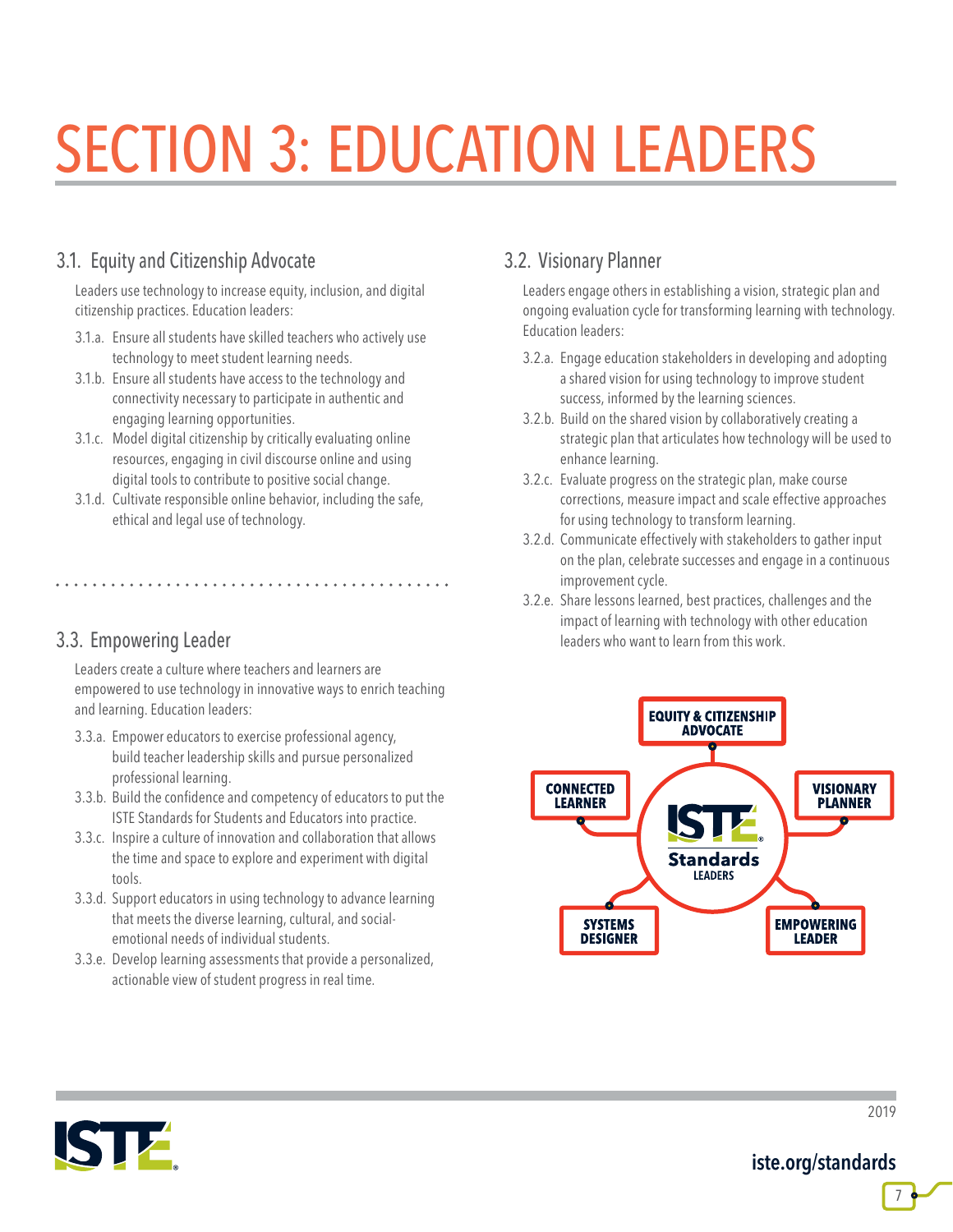# SECTION 3: EDUCATION LEADERS

## 3.1. Equity and Citizenship Advocate

Leaders use technology to increase equity, inclusion, and digital citizenship practices. Education leaders:

- 3.1.a. Ensure all students have skilled teachers who actively use technology to meet student learning needs.
- 3.1.b. Ensure all students have access to the technology and connectivity necessary to participate in authentic and engaging learning opportunities.
- 3.1.c. Model digital citizenship by critically evaluating online resources, engaging in civil discourse online and using digital tools to contribute to positive social change.
- 3.1.d. Cultivate responsible online behavior, including the safe, ethical and legal use of technology.

## 3.2. Visionary Planner

Leaders engage others in establishing a vision, strategic plan and ongoing evaluation cycle for transforming learning with technology. Education leaders:

- 3.2.a. Engage education stakeholders in developing and adopting a shared vision for using technology to improve student success, informed by the learning sciences.
- 3.2.b. Build on the shared vision by collaboratively creating a strategic plan that articulates how technology will be used to enhance learning.
- 3.2.c. Evaluate progress on the strategic plan, make course corrections, measure impact and scale effective approaches for using technology to transform learning.
- 3.2.d. Communicate effectively with stakeholders to gather input on the plan, celebrate successes and engage in a continuous improvement cycle.
- 3.2.e. Share lessons learned, best practices, challenges and the impact of learning with technology with other education leaders who want to learn from this work.

## 3.3. Empowering Leader

Leaders create a culture where teachers and learners are empowered to use technology in innovative ways to enrich teaching and learning. Education leaders:

- 3.3.a. Empower educators to exercise professional agency, build teacher leadership skills and pursue personalized professional learning.
- 3.3.b. Build the confidence and competency of educators to put the ISTE Standards for Students and Educators into practice.
- 3.3.c. Inspire a culture of innovation and collaboration that allows the time and space to explore and experiment with digital tools.
- 3.3.d. Support educators in using technology to advance learning that meets the diverse learning, cultural, and social-emotional needs of individual students.
- 3.3.e. Develop learning assessments that provide a personalized, actionable view of student progress in real time.

ISTE Standards LEADERS: EQUITY & CITIZENSHIP ADVOCATE, VISIONARY PLANNER, EMPOWERING LEADER, SYSTEMS DESIGNER, CONNECTED LEARNER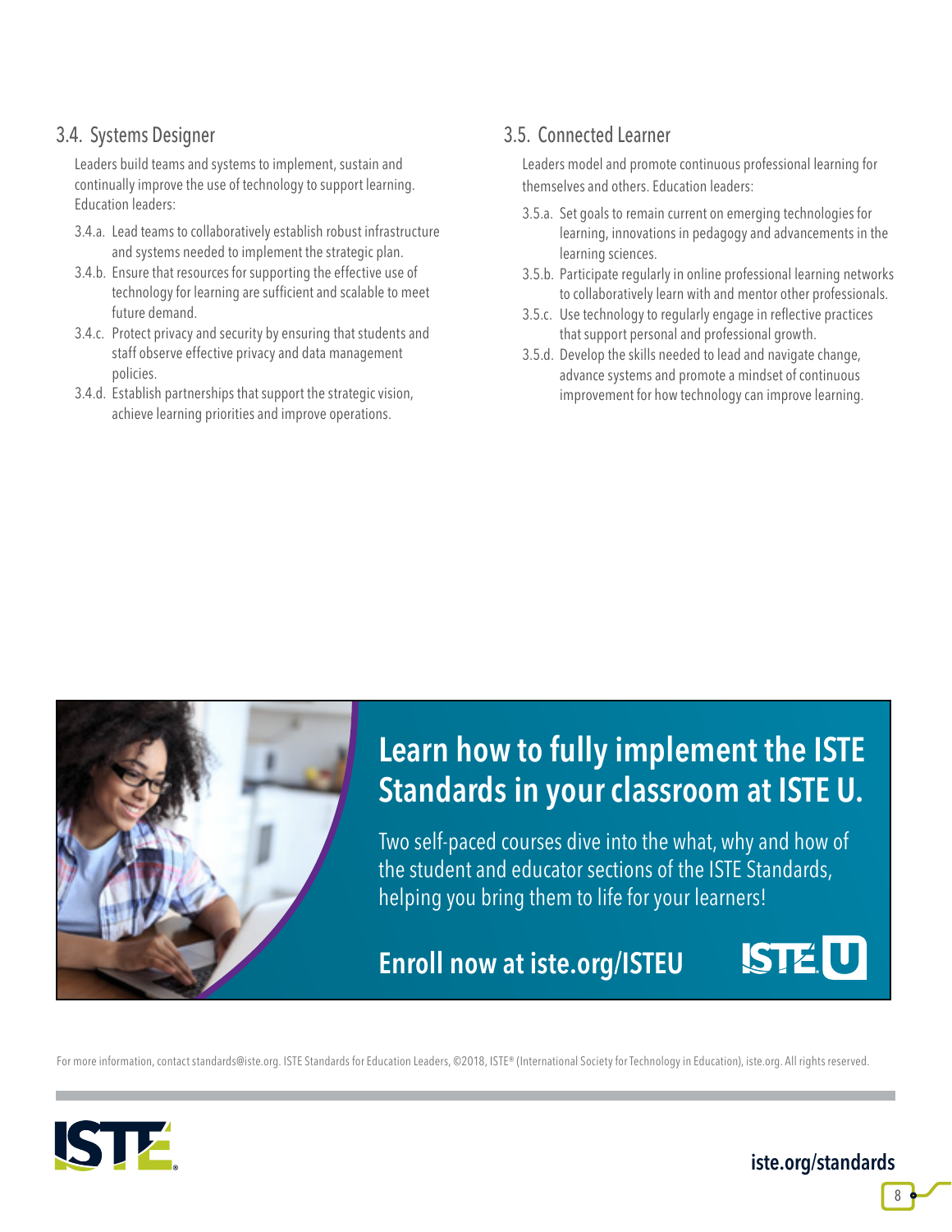### 3.4. Systems Designer

Leaders build teams and systems to implement, sustain and continually improve the use of technology to support learning. Education leaders:

- 3.4.a. Lead teams to collaboratively establish robust infrastructure and systems needed to implement the strategic plan.
- 3.4.b. Ensure that resources for supporting the effective use of technology for learning are sufficient and scalable to meet future demand.
- 3.4.c. Protect privacy and security by ensuring that students and staff observe effective privacy and data management policies.
- 3.4.d. Establish partnerships that support the strategic vision, achieve learning priorities and improve operations.

### 3.5. Connected Learner

Leaders model and promote continuous professional learning for themselves and others. Education leaders:

- 3.5.a. Set goals to remain current on emerging technologies for learning, innovations in pedagogy and advancements in the learning sciences.
- 3.5.b. Participate regularly in online professional learning networks to collaboratively learn with and mentor other professionals.
- 3.5.c. Use technology to regularly engage in reflective practices that support personal and professional growth.
- 3.5.d. Develop the skills needed to lead and navigate change, advance systems and promote a mindset of continuous improvement for how technology can improve learning.

**Learn how to fully implement the ISTE Standards in your classroom at ISTE U.**

Two self-paced courses dive into the what, why and how of the student and educator sections of the ISTE Standards, helping you bring them to life for your learners!

**Enroll now at iste.org/ISTEU**

ISTE U

For more information, contact standards@iste.org. ISTE Standards for Education Leaders, ©2018, ISTE® (International Society for Technology in Education), iste.org. All rights reserved.

ISTE

iste.org/standards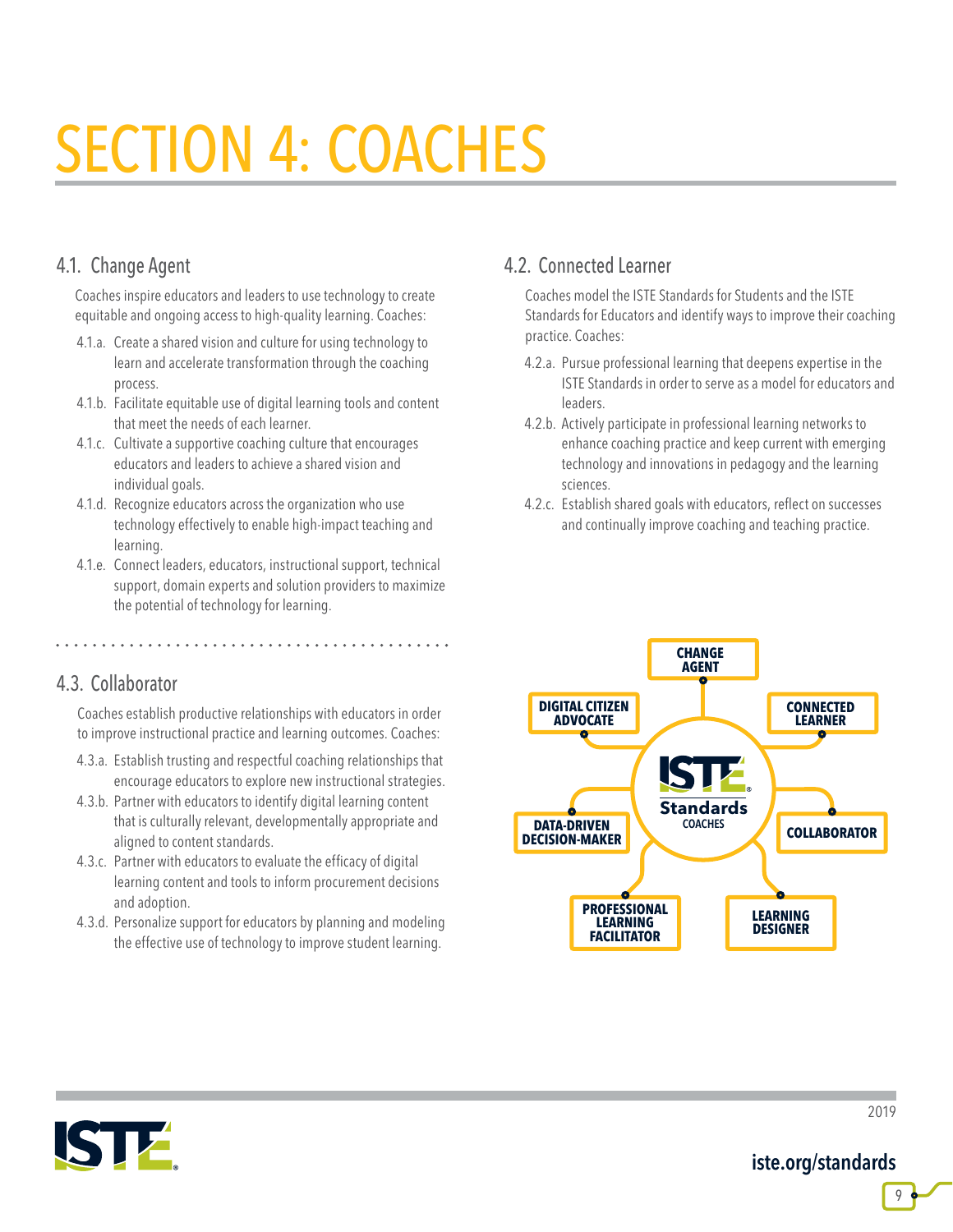# SECTION 4: COACHES

## 4.1. Change Agent

Coaches inspire educators and leaders to use technology to create equitable and ongoing access to high-quality learning. Coaches:

- 4.1.a. Create a shared vision and culture for using technology to learn and accelerate transformation through the coaching process.
- 4.1.b. Facilitate equitable use of digital learning tools and content that meet the needs of each learner.
- 4.1.c. Cultivate a supportive coaching culture that encourages educators and leaders to achieve a shared vision and individual goals.
- 4.1.d. Recognize educators across the organization who use technology effectively to enable high-impact teaching and learning.
- 4.1.e. Connect leaders, educators, instructional support, technical support, domain experts and solution providers to maximize the potential of technology for learning.

## 4.2. Connected Learner

Coaches model the ISTE Standards for Students and the ISTE Standards for Educators and identify ways to improve their coaching practice. Coaches:

- 4.2.a. Pursue professional learning that deepens expertise in the ISTE Standards in order to serve as a model for educators and leaders.
- 4.2.b. Actively participate in professional learning networks to enhance coaching practice and keep current with emerging technology and innovations in pedagogy and the learning sciences.
- 4.2.c. Establish shared goals with educators, reflect on successes and continually improve coaching and teaching practice.

## 4.3. Collaborator

Coaches establish productive relationships with educators in order to improve instructional practice and learning outcomes. Coaches:

- 4.3.a. Establish trusting and respectful coaching relationships that encourage educators to explore new instructional strategies.
- 4.3.b. Partner with educators to identify digital learning content that is culturally relevant, developmentally appropriate and aligned to content standards.
- 4.3.c. Partner with educators to evaluate the efficacy of digital learning content and tools to inform procurement decisions and adoption.
- 4.3.d. Personalize support for educators by planning and modeling the effective use of technology to improve student learning.

ISTE Standards COACHES: CHANGE AGENT · CONNECTED LEARNER · COLLABORATOR · LEARNING DESIGNER · PROFESSIONAL LEARNING FACILITATOR · DATA-DRIVEN DECISION-MAKER · DIGITAL CITIZEN ADVOCATE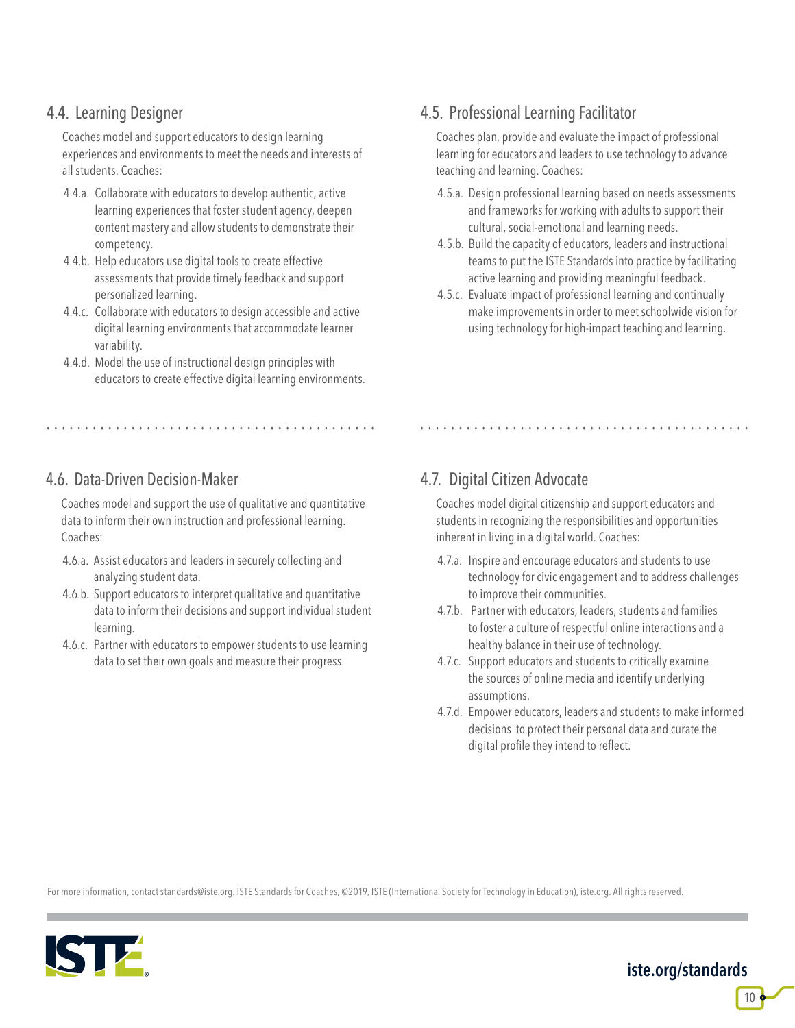## 4.4. Learning Designer

Coaches model and support educators to design learning experiences and environments to meet the needs and interests of all students. Coaches:

- 4.4.a. Collaborate with educators to develop authentic, active learning experiences that foster student agency, deepen content mastery and allow students to demonstrate their competency.
- 4.4.b. Help educators use digital tools to create effective assessments that provide timely feedback and support personalized learning.
- 4.4.c. Collaborate with educators to design accessible and active digital learning environments that accommodate learner variability.
- 4.4.d. Model the use of instructional design principles with educators to create effective digital learning environments.

## 4.5. Professional Learning Facilitator

Coaches plan, provide and evaluate the impact of professional learning for educators and leaders to use technology to advance teaching and learning. Coaches:

- 4.5.a. Design professional learning based on needs assessments and frameworks for working with adults to support their cultural, social-emotional and learning needs.
- 4.5.b. Build the capacity of educators, leaders and instructional teams to put the ISTE Standards into practice by facilitating active learning and providing meaningful feedback.
- 4.5.c. Evaluate impact of professional learning and continually make improvements in order to meet schoolwide vision for using technology for high-impact teaching and learning.

## 4.6. Data-Driven Decision-Maker

Coaches model and support the use of qualitative and quantitative data to inform their own instruction and professional learning. Coaches:

- 4.6.a. Assist educators and leaders in securely collecting and analyzing student data.
- 4.6.b. Support educators to interpret qualitative and quantitative data to inform their decisions and support individual student learning.
- 4.6.c. Partner with educators to empower students to use learning data to set their own goals and measure their progress.

## 4.7. Digital Citizen Advocate

Coaches model digital citizenship and support educators and students in recognizing the responsibilities and opportunities inherent in living in a digital world. Coaches:

- 4.7.a. Inspire and encourage educators and students to use technology for civic engagement and to address challenges to improve their communities.
- 4.7.b. Partner with educators, leaders, students and families to foster a culture of respectful online interactions and a healthy balance in their use of technology.
- 4.7.c. Support educators and students to critically examine the sources of online media and identify underlying assumptions.
- 4.7.d. Empower educators, leaders and students to make informed decisions to protect their personal data and curate the digital profile they intend to reflect.

For more information, contact standards@iste.org. ISTE Standards for Coaches, ©2019, ISTE (International Society for Technology in Education), iste.org. All rights reserved.

iste.org/standards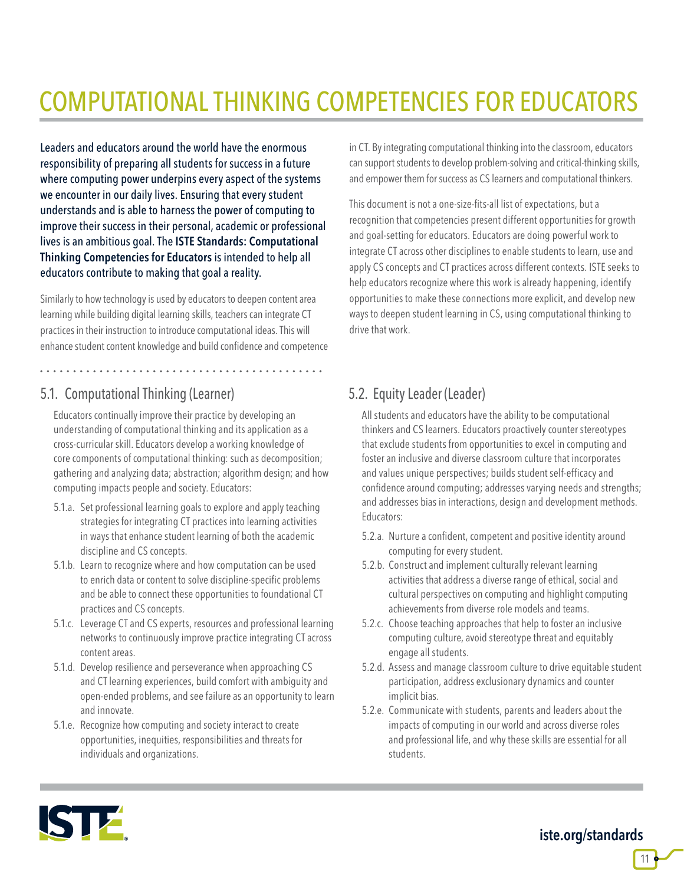# COMPUTATIONAL THINKING COMPETENCIES FOR EDUCATORS

**Leaders and educators around the world have the enormous responsibility of preparing all students for success in a future where computing power underpins every aspect of the systems we encounter in our daily lives. Ensuring that every student understands and is able to harness the power of computing to improve their success in their personal, academic or professional lives is an ambitious goal. The ISTE Standards: Computational Thinking Competencies for Educators is intended to help all educators contribute to making that goal a reality.**

Similarly to how technology is used by educators to deepen content area learning while building digital learning skills, teachers can integrate CT practices in their instruction to introduce computational ideas. This will enhance student content knowledge and build confidence and competence in CT. By integrating computational thinking into the classroom, educators can support students to develop problem-solving and critical-thinking skills, and empower them for success as CS learners and computational thinkers.

This document is not a one-size-fits-all list of expectations, but a recognition that competencies present different opportunities for growth and goal-setting for educators. Educators are doing powerful work to integrate CT across other disciplines to enable students to learn, use and apply CS concepts and CT practices across different contexts. ISTE seeks to help educators recognize where this work is already happening, identify opportunities to make these connections more explicit, and develop new ways to deepen student learning in CS, using computational thinking to drive that work.

## 5.1. Computational Thinking (Learner)

Educators continually improve their practice by developing an understanding of computational thinking and its application as a cross-curricular skill. Educators develop a working knowledge of core components of computational thinking: such as decomposition; gathering and analyzing data; abstraction; algorithm design; and how computing impacts people and society. Educators:

- 5.1.a. Set professional learning goals to explore and apply teaching strategies for integrating CT practices into learning activities in ways that enhance student learning of both the academic discipline and CS concepts.
- 5.1.b. Learn to recognize where and how computation can be used to enrich data or content to solve discipline-specific problems and be able to connect these opportunities to foundational CT practices and CS concepts.
- 5.1.c. Leverage CT and CS experts, resources and professional learning networks to continuously improve practice integrating CT across content areas.
- 5.1.d. Develop resilience and perseverance when approaching CS and CT learning experiences, build comfort with ambiguity and open-ended problems, and see failure as an opportunity to learn and innovate.
- 5.1.e. Recognize how computing and society interact to create opportunities, inequities, responsibilities and threats for individuals and organizations.

## 5.2. Equity Leader (Leader)

All students and educators have the ability to be computational thinkers and CS learners. Educators proactively counter stereotypes that exclude students from opportunities to excel in computing and foster an inclusive and diverse classroom culture that incorporates and values unique perspectives; builds student self-efficacy and confidence around computing; addresses varying needs and strengths; and addresses bias in interactions, design and development methods. Educators:

- 5.2.a. Nurture a confident, competent and positive identity around computing for every student.
- 5.2.b. Construct and implement culturally relevant learning activities that address a diverse range of ethical, social and cultural perspectives on computing and highlight computing achievements from diverse role models and teams.
- 5.2.c. Choose teaching approaches that help to foster an inclusive computing culture, avoid stereotype threat and equitably engage all students.
- 5.2.d. Assess and manage classroom culture to drive equitable student participation, address exclusionary dynamics and counter implicit bias.
- 5.2.e. Communicate with students, parents and leaders about the impacts of computing in our world and across diverse roles and professional life, and why these skills are essential for all students.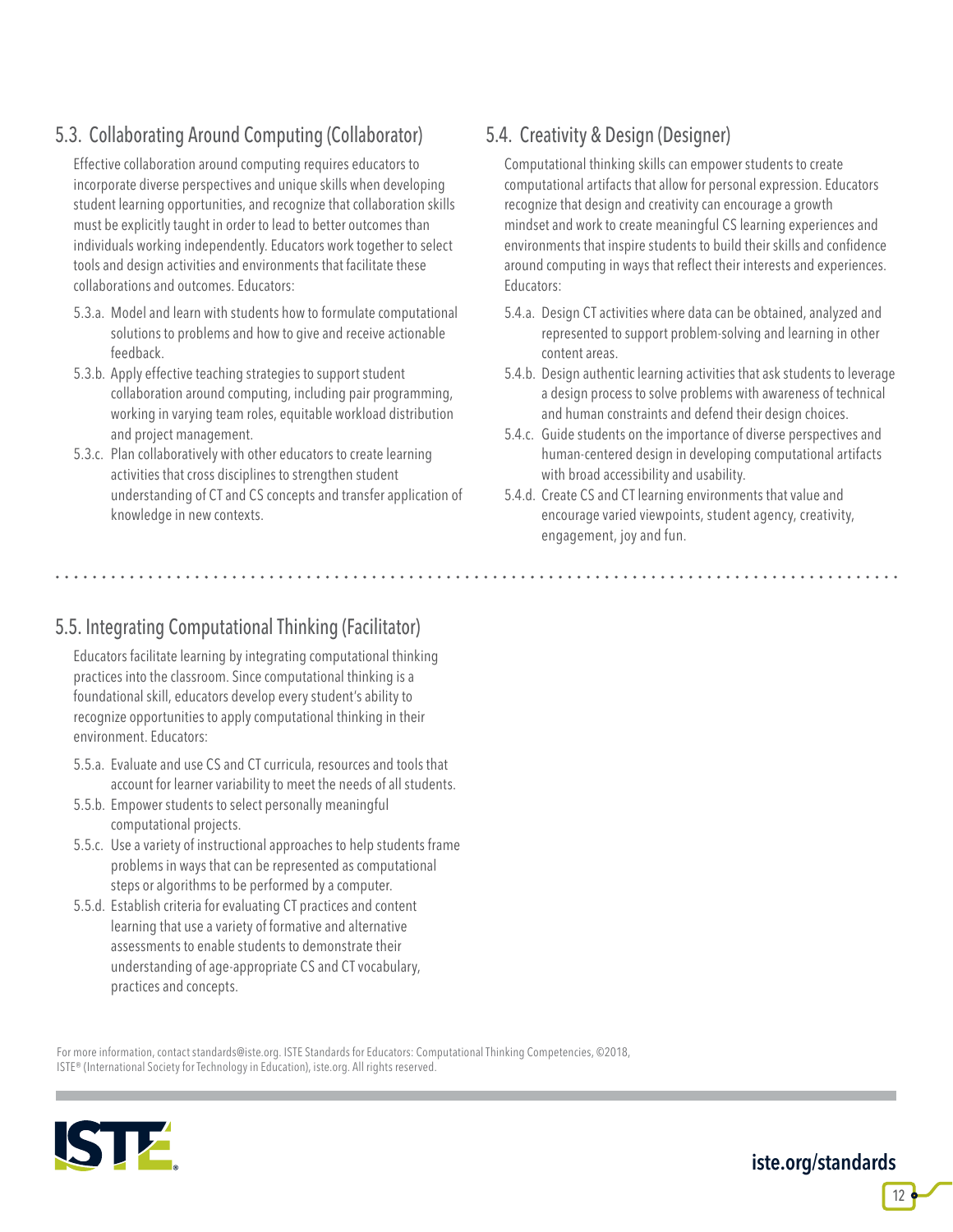## 5.3. Collaborating Around Computing (Collaborator)

Effective collaboration around computing requires educators to incorporate diverse perspectives and unique skills when developing student learning opportunities, and recognize that collaboration skills must be explicitly taught in order to lead to better outcomes than individuals working independently. Educators work together to select tools and design activities and environments that facilitate these collaborations and outcomes. Educators:

- 5.3.a. Model and learn with students how to formulate computational solutions to problems and how to give and receive actionable feedback.
- 5.3.b. Apply effective teaching strategies to support student collaboration around computing, including pair programming, working in varying team roles, equitable workload distribution and project management.
- 5.3.c. Plan collaboratively with other educators to create learning activities that cross disciplines to strengthen student understanding of CT and CS concepts and transfer application of knowledge in new contexts.

## 5.4. Creativity & Design (Designer)

Computational thinking skills can empower students to create computational artifacts that allow for personal expression. Educators recognize that design and creativity can encourage a growth mindset and work to create meaningful CS learning experiences and environments that inspire students to build their skills and confidence around computing in ways that reflect their interests and experiences. Educators:

- 5.4.a. Design CT activities where data can be obtained, analyzed and represented to support problem-solving and learning in other content areas.
- 5.4.b. Design authentic learning activities that ask students to leverage a design process to solve problems with awareness of technical and human constraints and defend their design choices.
- 5.4.c. Guide students on the importance of diverse perspectives and human-centered design in developing computational artifacts with broad accessibility and usability.
- 5.4.d. Create CS and CT learning environments that value and encourage varied viewpoints, student agency, creativity, engagement, joy and fun.

## 5.5. Integrating Computational Thinking (Facilitator)

Educators facilitate learning by integrating computational thinking practices into the classroom. Since computational thinking is a foundational skill, educators develop every student's ability to recognize opportunities to apply computational thinking in their environment. Educators:

- 5.5.a. Evaluate and use CS and CT curricula, resources and tools that account for learner variability to meet the needs of all students.
- 5.5.b. Empower students to select personally meaningful computational projects.
- 5.5.c. Use a variety of instructional approaches to help students frame problems in ways that can be represented as computational steps or algorithms to be performed by a computer.
- 5.5.d. Establish criteria for evaluating CT practices and content learning that use a variety of formative and alternative assessments to enable students to demonstrate their understanding of age-appropriate CS and CT vocabulary, practices and concepts.

For more information, contact standards@iste.org. ISTE Standards for Educators: Computational Thinking Competencies, ©2018, ISTE® (International Society for Technology in Education), iste.org. All rights reserved.

iste.org/standards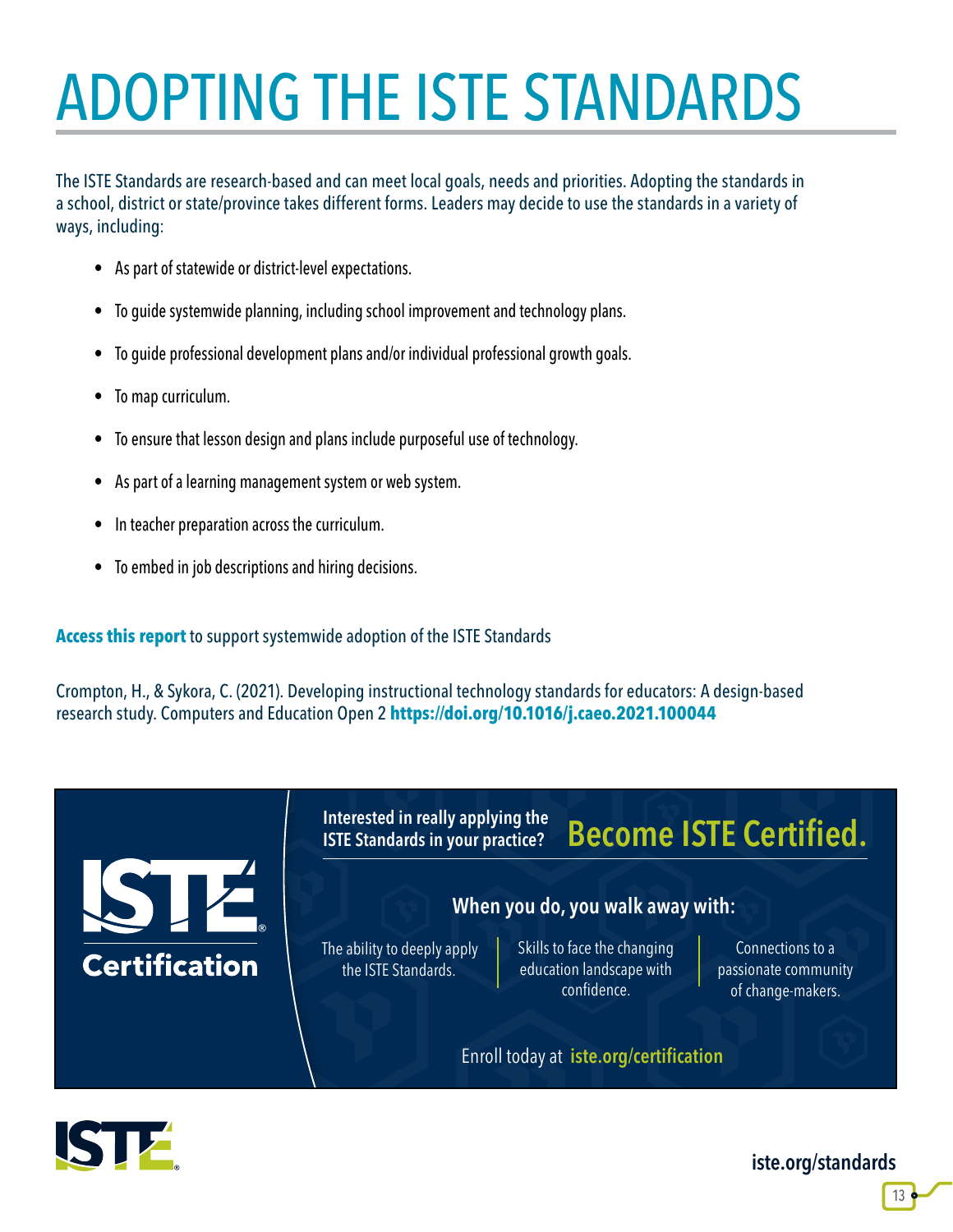# ADOPTING THE ISTE STANDARDS

The ISTE Standards are research-based and can meet local goals, needs and priorities. Adopting the standards in a school, district or state/province takes different forms. Leaders may decide to use the standards in a variety of ways, including:

- As part of statewide or district-level expectations.
- To guide systemwide planning, including school improvement and technology plans.
- To guide professional development plans and/or individual professional growth goals.
- To map curriculum.
- To ensure that lesson design and plans include purposeful use of technology.
- As part of a learning management system or web system.
- In teacher preparation across the curriculum.
- To embed in job descriptions and hiring decisions.

**Access this report** to support systemwide adoption of the ISTE Standards

Crompton, H., & Sykora, C. (2021). Developing instructional technology standards for educators: A design-based research study. Computers and Education Open 2 **https://doi.org/10.1016/j.caeo.2021.100044**

ISTE Certification

**Interested in really applying the ISTE Standards in your practice?** **Become ISTE Certified.**

**When you do, you walk away with:**

- The ability to deeply apply the ISTE Standards.
- Skills to face the changing education landscape with confidence.
- Connections to a passionate community of change-makers.

Enroll today at **iste.org/certification**

iste.org/standards